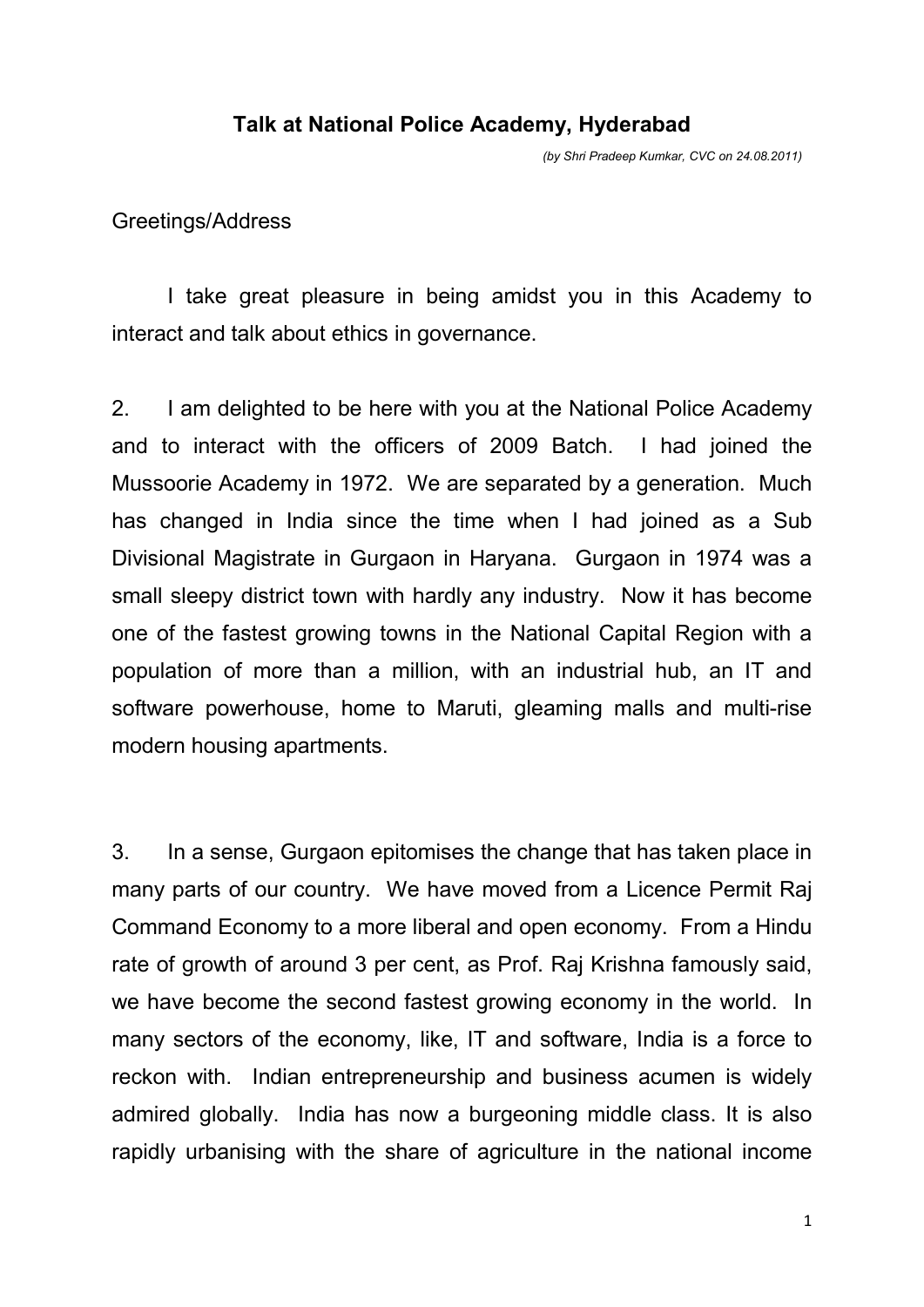# Talk at National Police Academy, Hyderabad

*(by Shri Pradeep Kumkar, CVC on 24.08.2011)*

Greetings/Address

I take great pleasure in being amidst you in this Academy to interact and talk about ethics in governance.

2. I am delighted to be here with you at the National Police Academy and to interact with the officers of 2009 Batch. I had joined the Mussoorie Academy in 1972. We are separated by a generation. Much has changed in India since the time when I had joined as a Sub Divisional Magistrate in Gurgaon in Haryana. Gurgaon in 1974 was a small sleepy district town with hardly any industry. Now it has become one of the fastest growing towns in the National Capital Region with a population of more than a million, with an industrial hub, an IT and software powerhouse, home to Maruti, gleaming malls and multi-rise modern housing apartments.

3. In a sense, Gurgaon epitomises the change that has taken place in many parts of our country. We have moved from a Licence Permit Raj Command Economy to a more liberal and open economy. From a Hindu rate of growth of around 3 per cent, as Prof. Raj Krishna famously said, we have become the second fastest growing economy in the world. In many sectors of the economy, like, IT and software, India is a force to reckon with. Indian entrepreneurship and business acumen is widely admired globally. India has now a burgeoning middle class. It is also rapidly urbanising with the share of agriculture in the national income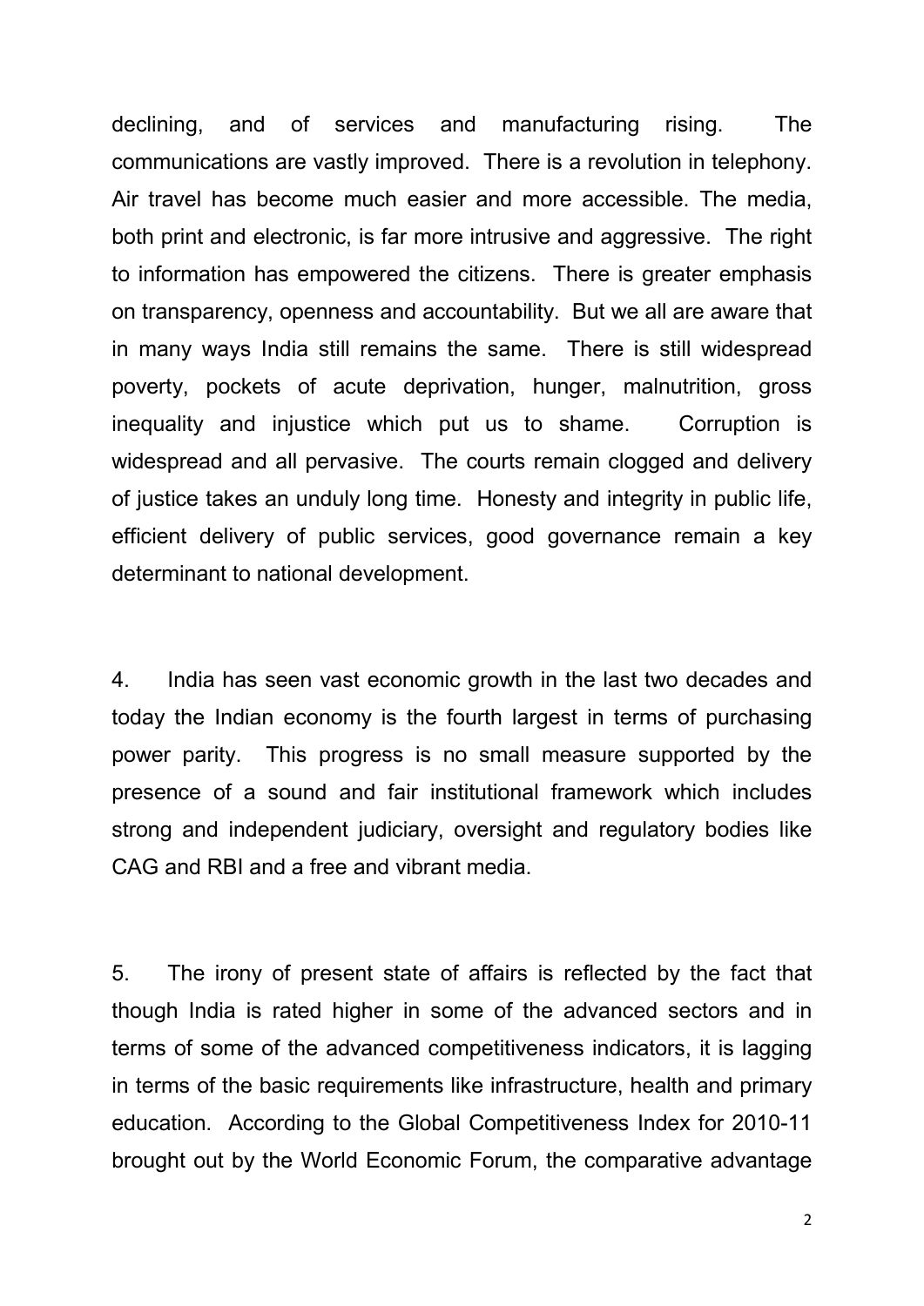declining, and of services and manufacturing rising. The communications are vastly improved. There is a revolution in telephony. Air travel has become much easier and more accessible. The media, both print and electronic, is far more intrusive and aggressive. The right to information has empowered the citizens. There is greater emphasis on transparency, openness and accountability. But we all are aware that in many ways India still remains the same. There is still widespread poverty, pockets of acute deprivation, hunger, malnutrition, gross inequality and injustice which put us to shame. Corruption is widespread and all pervasive. The courts remain clogged and delivery of justice takes an unduly long time. Honesty and integrity in public life, efficient delivery of public services, good governance remain a key determinant to national development.

4. India has seen vast economic growth in the last two decades and today the Indian economy is the fourth largest in terms of purchasing power parity. This progress is no small measure supported by the presence of a sound and fair institutional framework which includes strong and independent judiciary, oversight and regulatory bodies like CAG and RBI and a free and vibrant media.

5. The irony of present state of affairs is reflected by the fact that though India is rated higher in some of the advanced sectors and in terms of some of the advanced competitiveness indicators, it is lagging in terms of the basic requirements like infrastructure, health and primary education. According to the Global Competitiveness Index for 2010-11 brought out by the World Economic Forum, the comparative advantage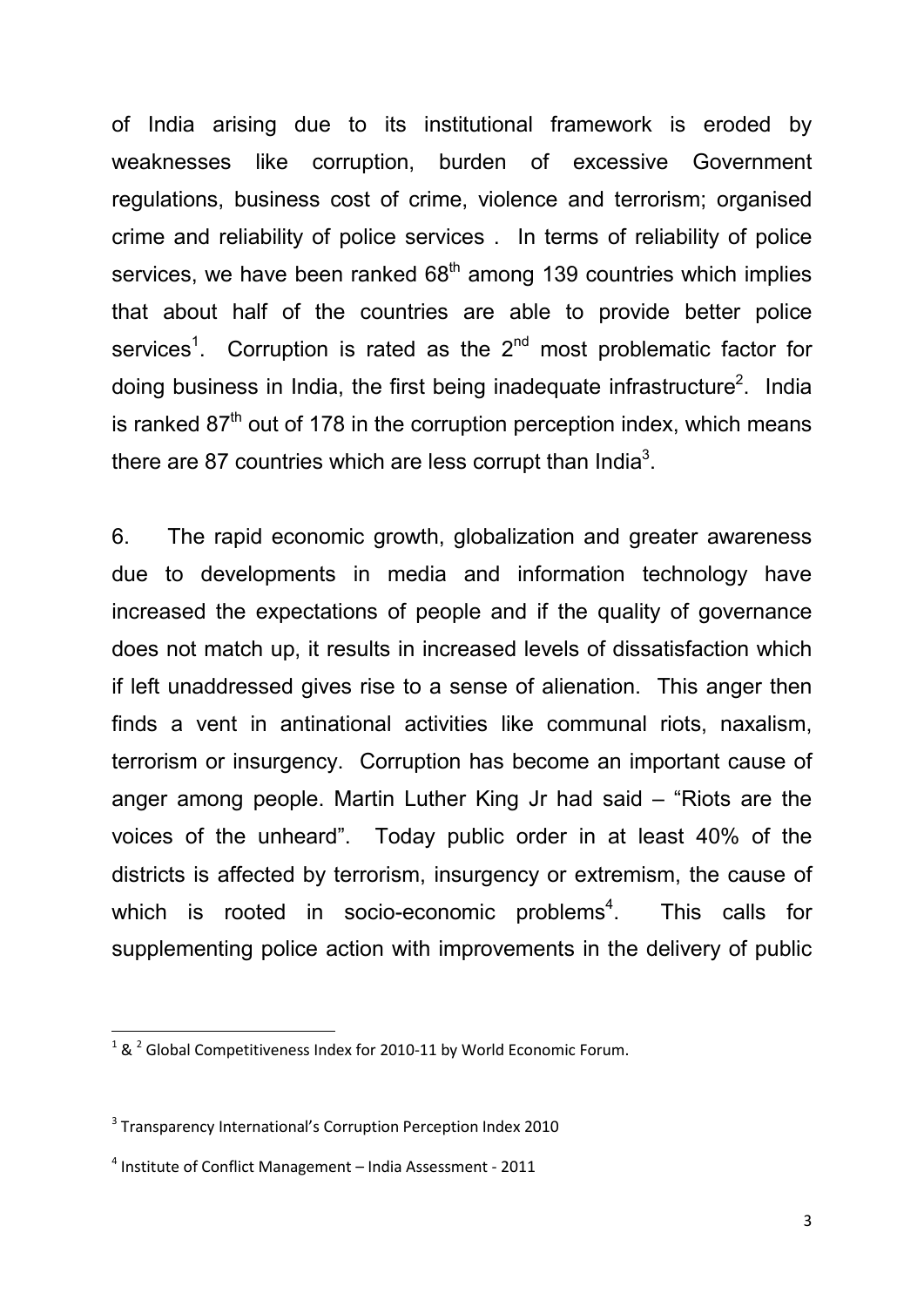of India arising due to its institutional framework is eroded by weaknesses like corruption, burden of excessive Government regulations, business cost of crime, violence and terrorism; organised crime and reliability of police services . In terms of reliability of police services, we have been ranked 68th among 139 countries which implies that about half of the countries are able to provide better police services[1]. Corruption is rated as the 2nd most problematic factor for doing business in India, the first being inadequate infrastructure[2]. India is ranked 87th out of 178 in the corruption perception index, which means there are 87 countries which are less corrupt than India[3].

6. The rapid economic growth, globalization and greater awareness due to developments in media and information technology have increased the expectations of people and if the quality of governance does not match up, it results in increased levels of dissatisfaction which if left unaddressed gives rise to a sense of alienation. This anger then finds a vent in antinational activities like communal riots, naxalism, terrorism or insurgency. Corruption has become an important cause of anger among people. Martin Luther King Jr had said – "Riots are the voices of the unheard". Today public order in at least 40% of the districts is affected by terrorism, insurgency or extremism, the cause of which is rooted in socio-economic problems[4]. This calls for supplementing police action with improvements in the delivery of public

---

[1] & [2] Global Competitiveness Index for 2010-11 by World Economic Forum.

[3] Transparency International's Corruption Perception Index 2010

[4] Institute of Conflict Management – India Assessment - 2011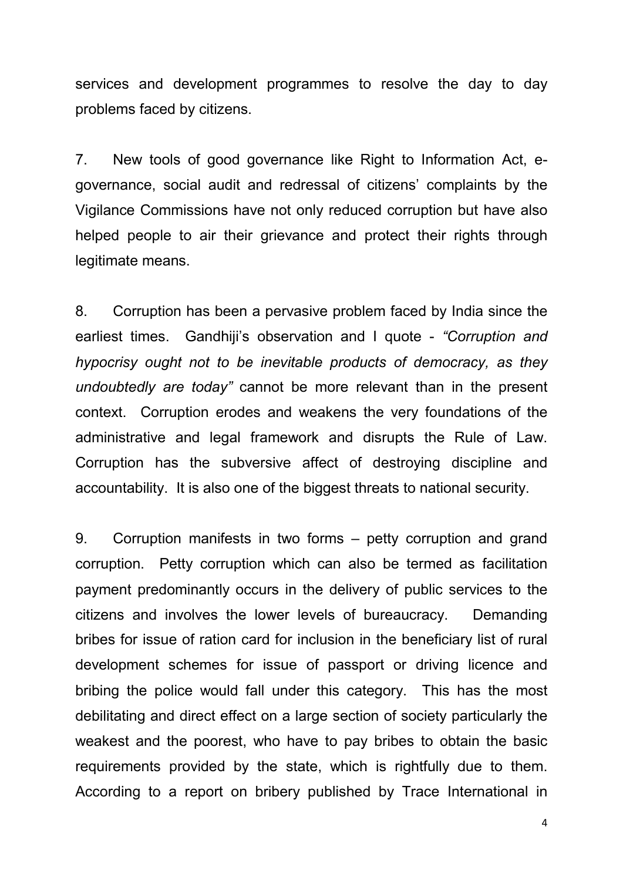services and development programmes to resolve the day to day problems faced by citizens.

7. New tools of good governance like Right to Information Act, e-governance, social audit and redressal of citizens' complaints by the Vigilance Commissions have not only reduced corruption but have also helped people to air their grievance and protect their rights through legitimate means.

8. Corruption has been a pervasive problem faced by India since the earliest times. Gandhiji's observation and I quote - *"Corruption and hypocrisy ought not to be inevitable products of democracy, as they undoubtedly are today"* cannot be more relevant than in the present context. Corruption erodes and weakens the very foundations of the administrative and legal framework and disrupts the Rule of Law. Corruption has the subversive affect of destroying discipline and accountability. It is also one of the biggest threats to national security.

9. Corruption manifests in two forms – petty corruption and grand corruption. Petty corruption which can also be termed as facilitation payment predominantly occurs in the delivery of public services to the citizens and involves the lower levels of bureaucracy. Demanding bribes for issue of ration card for inclusion in the beneficiary list of rural development schemes for issue of passport or driving licence and bribing the police would fall under this category. This has the most debilitating and direct effect on a large section of society particularly the weakest and the poorest, who have to pay bribes to obtain the basic requirements provided by the state, which is rightfully due to them. According to a report on bribery published by Trace International in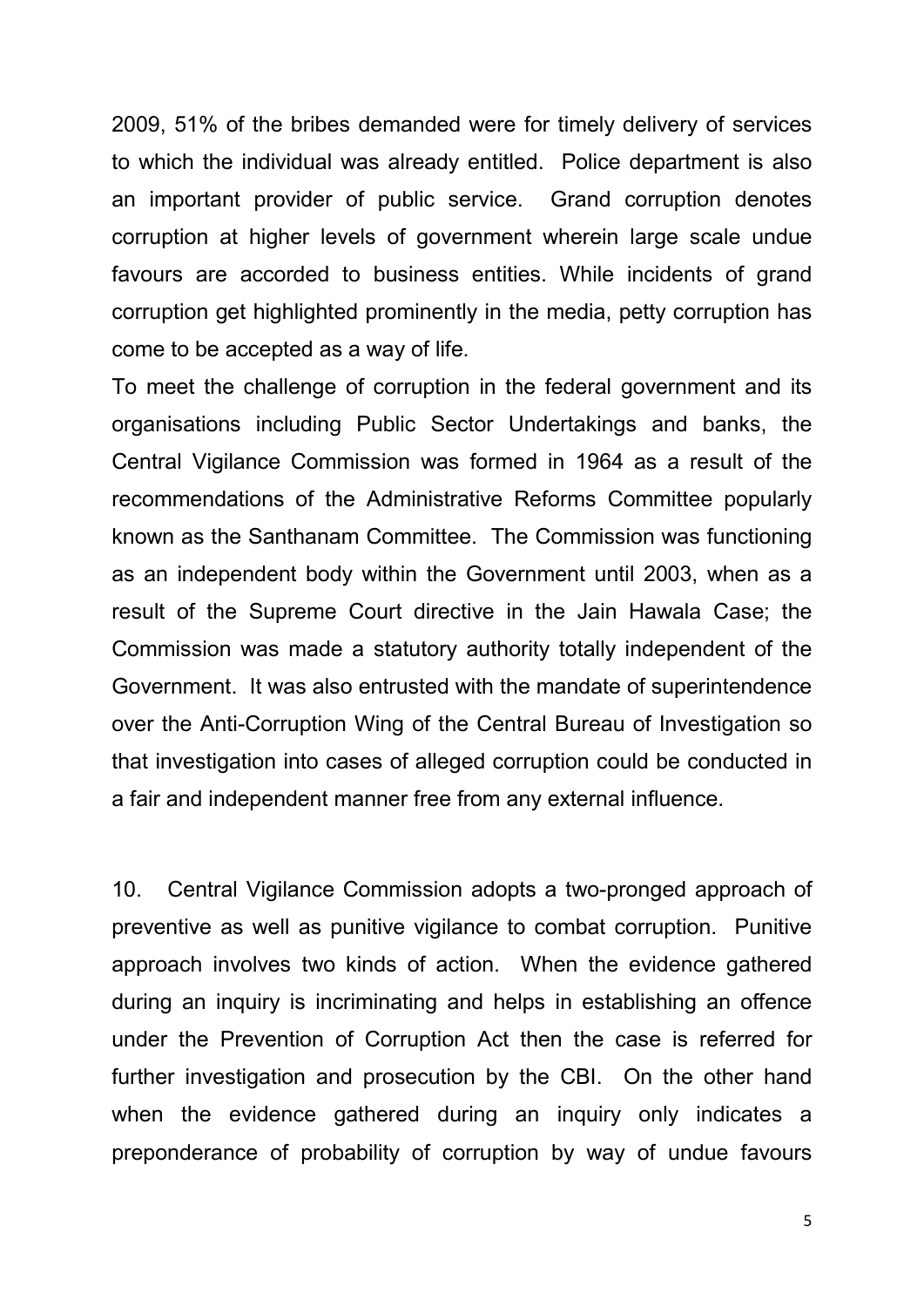2009, 51% of the bribes demanded were for timely delivery of services to which the individual was already entitled. Police department is also an important provider of public service. Grand corruption denotes corruption at higher levels of government wherein large scale undue favours are accorded to business entities. While incidents of grand corruption get highlighted prominently in the media, petty corruption has come to be accepted as a way of life.

To meet the challenge of corruption in the federal government and its organisations including Public Sector Undertakings and banks, the Central Vigilance Commission was formed in 1964 as a result of the recommendations of the Administrative Reforms Committee popularly known as the Santhanam Committee. The Commission was functioning as an independent body within the Government until 2003, when as a result of the Supreme Court directive in the Jain Hawala Case; the Commission was made a statutory authority totally independent of the Government. It was also entrusted with the mandate of superintendence over the Anti-Corruption Wing of the Central Bureau of Investigation so that investigation into cases of alleged corruption could be conducted in a fair and independent manner free from any external influence.

10. Central Vigilance Commission adopts a two-pronged approach of preventive as well as punitive vigilance to combat corruption. Punitive approach involves two kinds of action. When the evidence gathered during an inquiry is incriminating and helps in establishing an offence under the Prevention of Corruption Act then the case is referred for further investigation and prosecution by the CBI. On the other hand when the evidence gathered during an inquiry only indicates a preponderance of probability of corruption by way of undue favours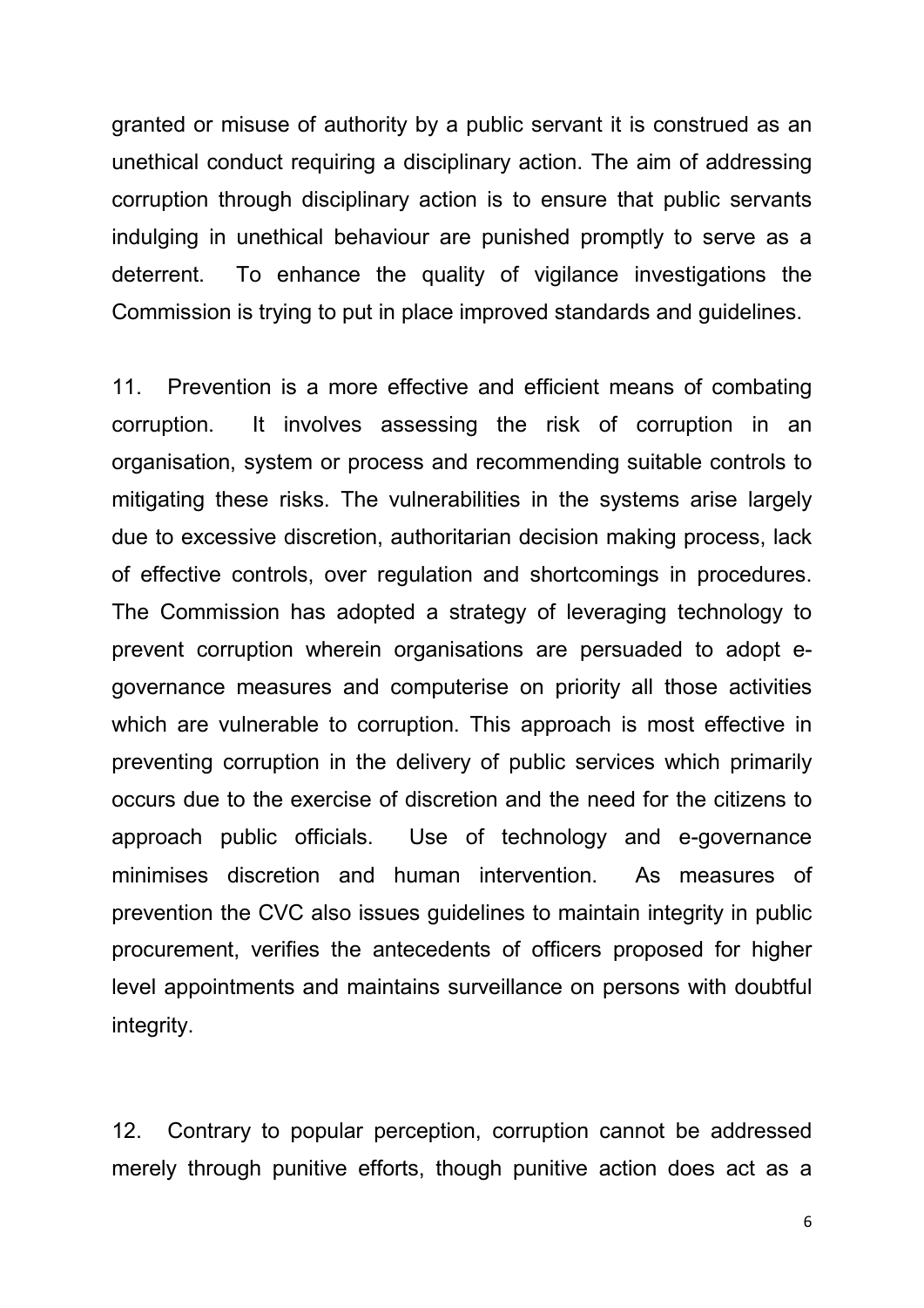granted or misuse of authority by a public servant it is construed as an unethical conduct requiring a disciplinary action. The aim of addressing corruption through disciplinary action is to ensure that public servants indulging in unethical behaviour are punished promptly to serve as a deterrent. To enhance the quality of vigilance investigations the Commission is trying to put in place improved standards and guidelines.

11. Prevention is a more effective and efficient means of combating corruption. It involves assessing the risk of corruption in an organisation, system or process and recommending suitable controls to mitigating these risks. The vulnerabilities in the systems arise largely due to excessive discretion, authoritarian decision making process, lack of effective controls, over regulation and shortcomings in procedures. The Commission has adopted a strategy of leveraging technology to prevent corruption wherein organisations are persuaded to adopt e-governance measures and computerise on priority all those activities which are vulnerable to corruption. This approach is most effective in preventing corruption in the delivery of public services which primarily occurs due to the exercise of discretion and the need for the citizens to approach public officials. Use of technology and e-governance minimises discretion and human intervention. As measures of prevention the CVC also issues guidelines to maintain integrity in public procurement, verifies the antecedents of officers proposed for higher level appointments and maintains surveillance on persons with doubtful integrity.

12. Contrary to popular perception, corruption cannot be addressed merely through punitive efforts, though punitive action does act as a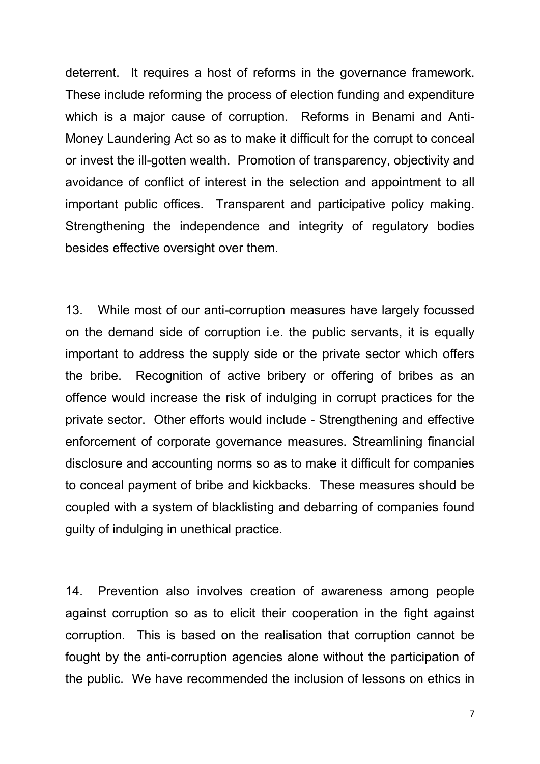deterrent. It requires a host of reforms in the governance framework. These include reforming the process of election funding and expenditure which is a major cause of corruption. Reforms in Benami and Anti-Money Laundering Act so as to make it difficult for the corrupt to conceal or invest the ill-gotten wealth. Promotion of transparency, objectivity and avoidance of conflict of interest in the selection and appointment to all important public offices. Transparent and participative policy making. Strengthening the independence and integrity of regulatory bodies besides effective oversight over them.

13. While most of our anti-corruption measures have largely focussed on the demand side of corruption i.e. the public servants, it is equally important to address the supply side or the private sector which offers the bribe. Recognition of active bribery or offering of bribes as an offence would increase the risk of indulging in corrupt practices for the private sector. Other efforts would include - Strengthening and effective enforcement of corporate governance measures. Streamlining financial disclosure and accounting norms so as to make it difficult for companies to conceal payment of bribe and kickbacks. These measures should be coupled with a system of blacklisting and debarring of companies found guilty of indulging in unethical practice.

14. Prevention also involves creation of awareness among people against corruption so as to elicit their cooperation in the fight against corruption. This is based on the realisation that corruption cannot be fought by the anti-corruption agencies alone without the participation of the public. We have recommended the inclusion of lessons on ethics in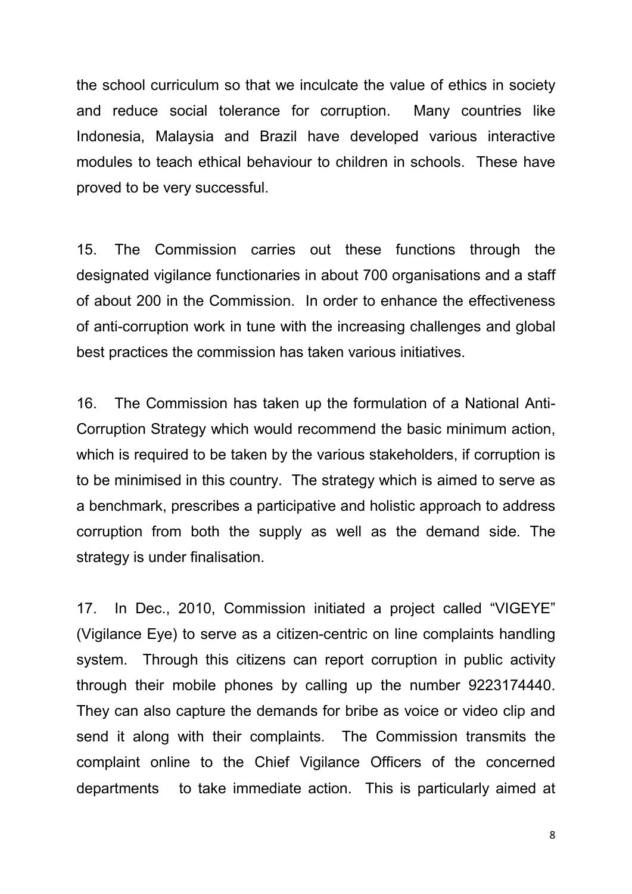the school curriculum so that we inculcate the value of ethics in society and reduce social tolerance for corruption. Many countries like Indonesia, Malaysia and Brazil have developed various interactive modules to teach ethical behaviour to children in schools. These have proved to be very successful.

15. The Commission carries out these functions through the designated vigilance functionaries in about 700 organisations and a staff of about 200 in the Commission. In order to enhance the effectiveness of anti-corruption work in tune with the increasing challenges and global best practices the commission has taken various initiatives.

16. The Commission has taken up the formulation of a National Anti-Corruption Strategy which would recommend the basic minimum action, which is required to be taken by the various stakeholders, if corruption is to be minimised in this country. The strategy which is aimed to serve as a benchmark, prescribes a participative and holistic approach to address corruption from both the supply as well as the demand side. The strategy is under finalisation.

17. In Dec., 2010, Commission initiated a project called "VIGEYE" (Vigilance Eye) to serve as a citizen-centric on line complaints handling system. Through this citizens can report corruption in public activity through their mobile phones by calling up the number 9223174440. They can also capture the demands for bribe as voice or video clip and send it along with their complaints. The Commission transmits the complaint online to the Chief Vigilance Officers of the concerned departments to take immediate action. This is particularly aimed at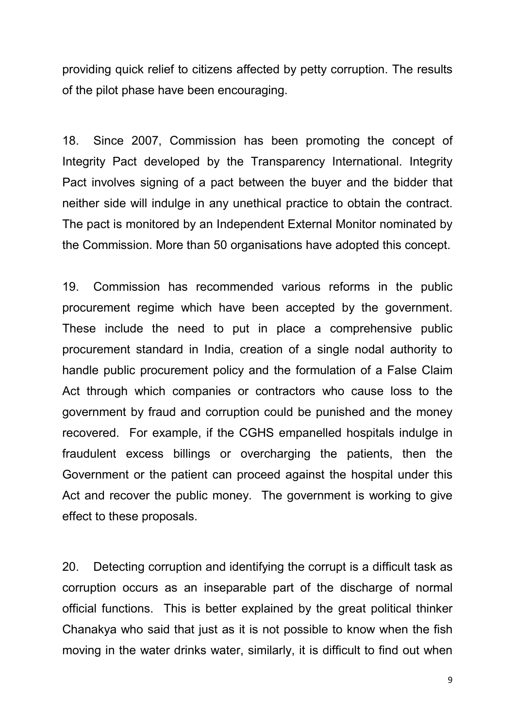providing quick relief to citizens affected by petty corruption. The results of the pilot phase have been encouraging.

18. Since 2007, Commission has been promoting the concept of Integrity Pact developed by the Transparency International. Integrity Pact involves signing of a pact between the buyer and the bidder that neither side will indulge in any unethical practice to obtain the contract. The pact is monitored by an Independent External Monitor nominated by the Commission. More than 50 organisations have adopted this concept.

19. Commission has recommended various reforms in the public procurement regime which have been accepted by the government. These include the need to put in place a comprehensive public procurement standard in India, creation of a single nodal authority to handle public procurement policy and the formulation of a False Claim Act through which companies or contractors who cause loss to the government by fraud and corruption could be punished and the money recovered. For example, if the CGHS empanelled hospitals indulge in fraudulent excess billings or overcharging the patients, then the Government or the patient can proceed against the hospital under this Act and recover the public money. The government is working to give effect to these proposals.

20. Detecting corruption and identifying the corrupt is a difficult task as corruption occurs as an inseparable part of the discharge of normal official functions. This is better explained by the great political thinker Chanakya who said that just as it is not possible to know when the fish moving in the water drinks water, similarly, it is difficult to find out when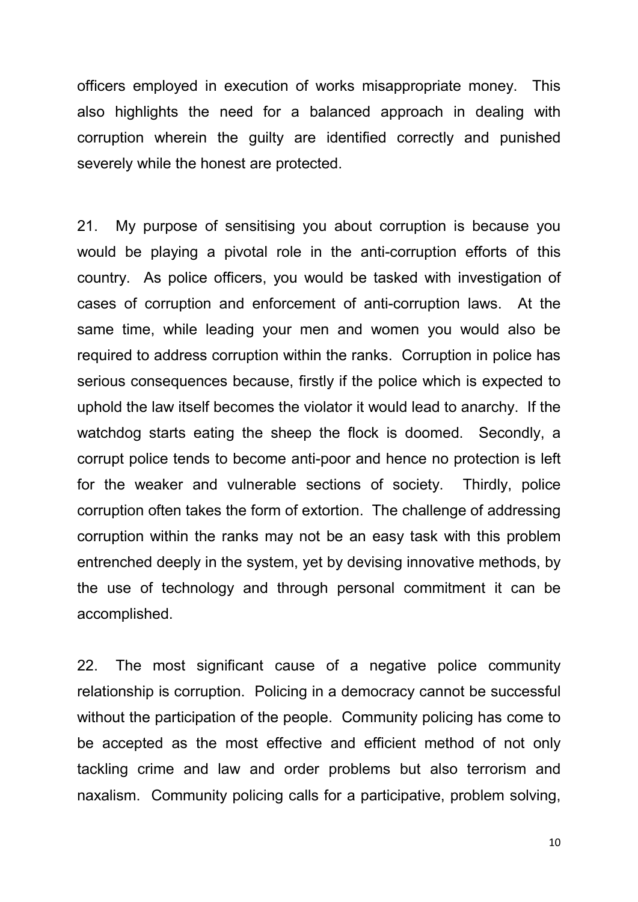officers employed in execution of works misappropriate money. This also highlights the need for a balanced approach in dealing with corruption wherein the guilty are identified correctly and punished severely while the honest are protected.

21. My purpose of sensitising you about corruption is because you would be playing a pivotal role in the anti-corruption efforts of this country. As police officers, you would be tasked with investigation of cases of corruption and enforcement of anti-corruption laws. At the same time, while leading your men and women you would also be required to address corruption within the ranks. Corruption in police has serious consequences because, firstly if the police which is expected to uphold the law itself becomes the violator it would lead to anarchy. If the watchdog starts eating the sheep the flock is doomed. Secondly, a corrupt police tends to become anti-poor and hence no protection is left for the weaker and vulnerable sections of society. Thirdly, police corruption often takes the form of extortion. The challenge of addressing corruption within the ranks may not be an easy task with this problem entrenched deeply in the system, yet by devising innovative methods, by the use of technology and through personal commitment it can be accomplished.

22. The most significant cause of a negative police community relationship is corruption. Policing in a democracy cannot be successful without the participation of the people. Community policing has come to be accepted as the most effective and efficient method of not only tackling crime and law and order problems but also terrorism and naxalism. Community policing calls for a participative, problem solving,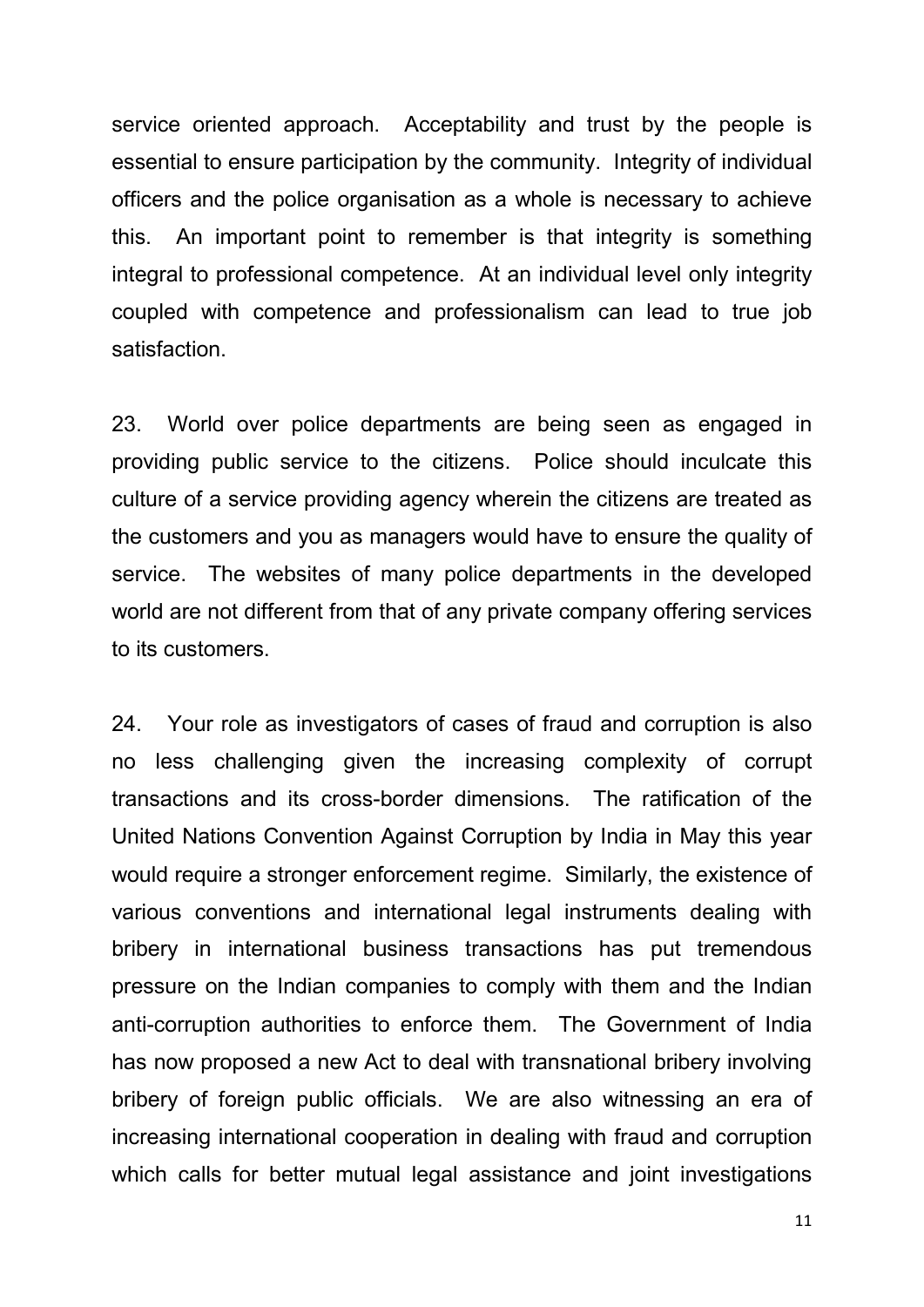service oriented approach. Acceptability and trust by the people is essential to ensure participation by the community. Integrity of individual officers and the police organisation as a whole is necessary to achieve this. An important point to remember is that integrity is something integral to professional competence. At an individual level only integrity coupled with competence and professionalism can lead to true job satisfaction.

23. World over police departments are being seen as engaged in providing public service to the citizens. Police should inculcate this culture of a service providing agency wherein the citizens are treated as the customers and you as managers would have to ensure the quality of service. The websites of many police departments in the developed world are not different from that of any private company offering services to its customers.

24. Your role as investigators of cases of fraud and corruption is also no less challenging given the increasing complexity of corrupt transactions and its cross-border dimensions. The ratification of the United Nations Convention Against Corruption by India in May this year would require a stronger enforcement regime. Similarly, the existence of various conventions and international legal instruments dealing with bribery in international business transactions has put tremendous pressure on the Indian companies to comply with them and the Indian anti-corruption authorities to enforce them. The Government of India has now proposed a new Act to deal with transnational bribery involving bribery of foreign public officials. We are also witnessing an era of increasing international cooperation in dealing with fraud and corruption which calls for better mutual legal assistance and joint investigations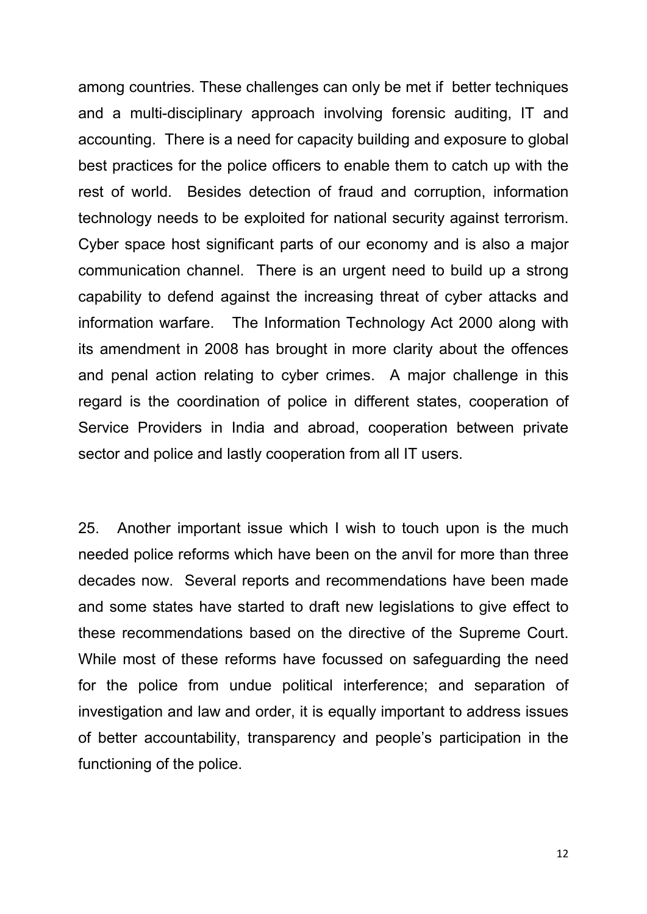among countries. These challenges can only be met if better techniques and a multi-disciplinary approach involving forensic auditing, IT and accounting. There is a need for capacity building and exposure to global best practices for the police officers to enable them to catch up with the rest of world. Besides detection of fraud and corruption, information technology needs to be exploited for national security against terrorism. Cyber space host significant parts of our economy and is also a major communication channel. There is an urgent need to build up a strong capability to defend against the increasing threat of cyber attacks and information warfare. The Information Technology Act 2000 along with its amendment in 2008 has brought in more clarity about the offences and penal action relating to cyber crimes. A major challenge in this regard is the coordination of police in different states, cooperation of Service Providers in India and abroad, cooperation between private sector and police and lastly cooperation from all IT users.

25. Another important issue which I wish to touch upon is the much needed police reforms which have been on the anvil for more than three decades now. Several reports and recommendations have been made and some states have started to draft new legislations to give effect to these recommendations based on the directive of the Supreme Court. While most of these reforms have focussed on safeguarding the need for the police from undue political interference; and separation of investigation and law and order, it is equally important to address issues of better accountability, transparency and people's participation in the functioning of the police.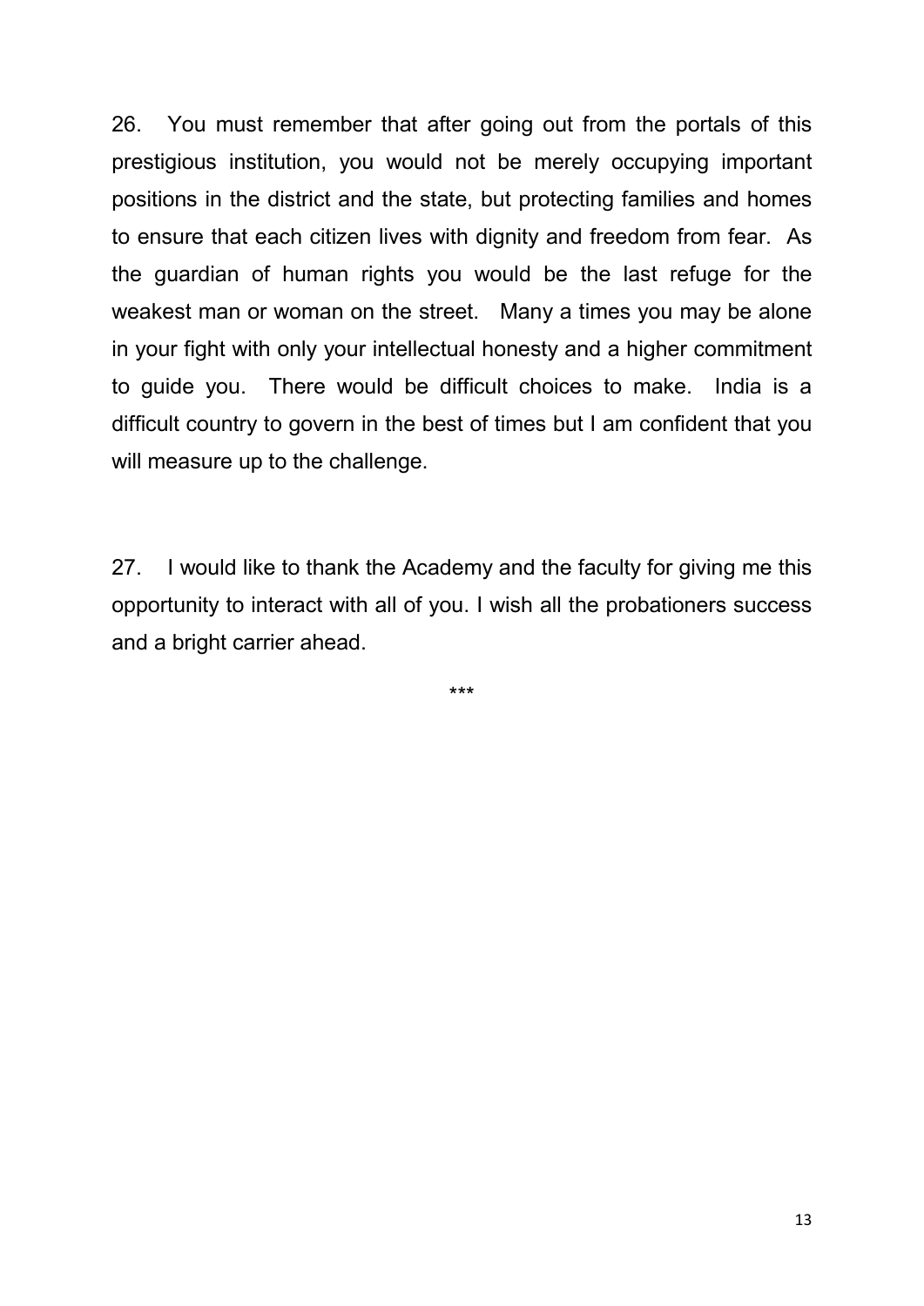26. You must remember that after going out from the portals of this prestigious institution, you would not be merely occupying important positions in the district and the state, but protecting families and homes to ensure that each citizen lives with dignity and freedom from fear. As the guardian of human rights you would be the last refuge for the weakest man or woman on the street. Many a times you may be alone in your fight with only your intellectual honesty and a higher commitment to guide you. There would be difficult choices to make. India is a difficult country to govern in the best of times but I am confident that you will measure up to the challenge.

27. I would like to thank the Academy and the faculty for giving me this opportunity to interact with all of you. I wish all the probationers success and a bright carrier ahead.

***